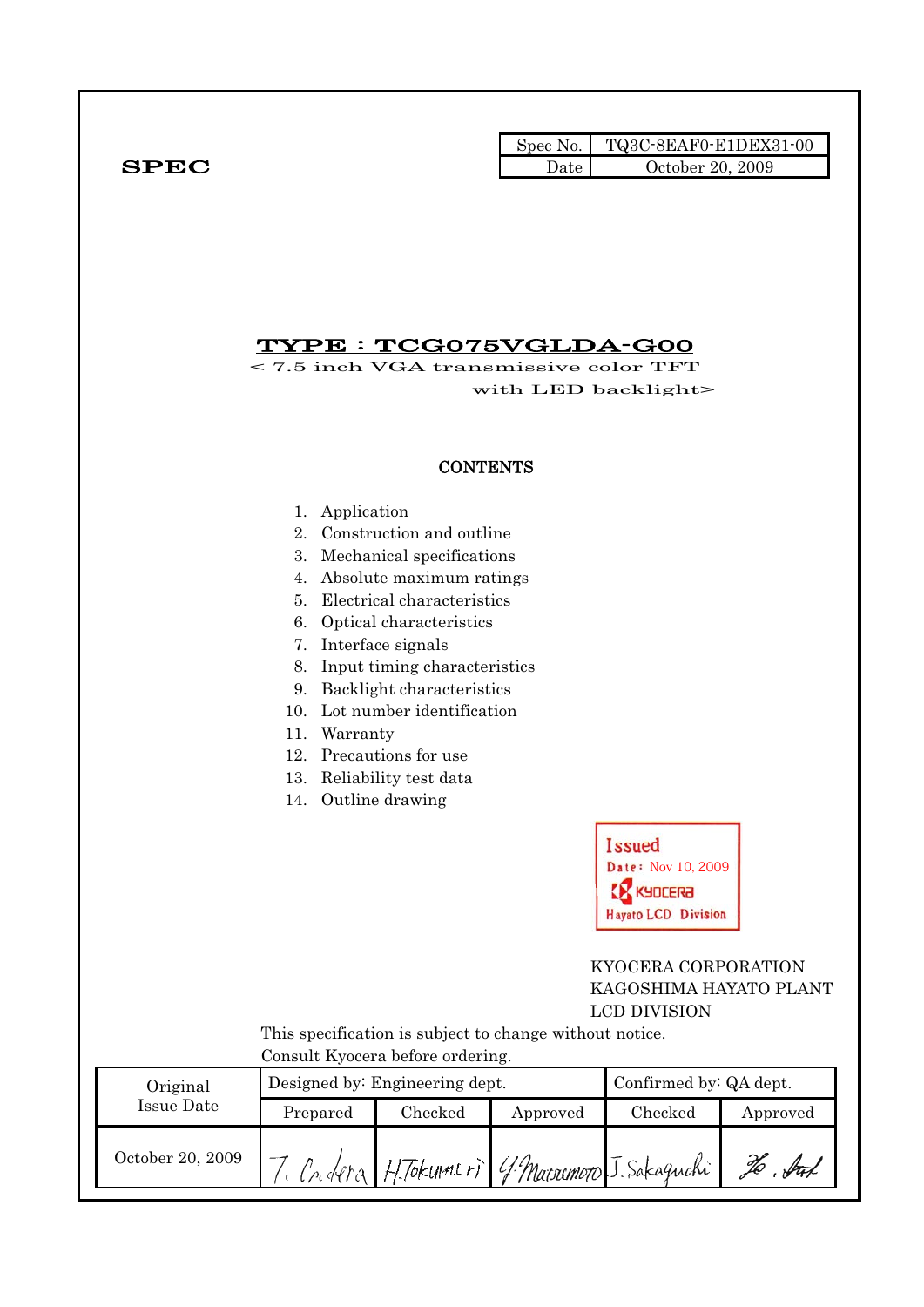**SPEC**

| Spec No. | TQ3C-8EAF0-E1DEX31-00 |
|---|---|
| Date | October 20, 2009 |

# TYPE : TCG075VGLDA-G00

< 7.5 inch VGA transmissive color TFT with LED backlight>

## CONTENTS

1. Application
2. Construction and outline
3. Mechanical specifications
4. Absolute maximum ratings
5. Electrical characteristics
6. Optical characteristics
7. Interface signals
8. Input timing characteristics
9. Backlight characteristics
10. Lot number identification
11. Warranty
12. Precautions for use
13. Reliability test data
14. Outline drawing

Issued
Date : Nov 10, 2009
KYOCERA
Hayato LCD Division

KYOCERA CORPORATION
KAGOSHIMA HAYATO PLANT
LCD DIVISION

This specification is subject to change without notice.
Consult Kyocera before ordering.

| Original Issue Date | Designed by: Engineering dept. | | | Confirmed by: QA dept. | |
|---|---|---|---|---|---|
| | Prepared | Checked | Approved | Checked | Approved |
| October 20, 2009 | T. Ondera | H.Tokumori | Y. Matsumoto | J. Sakaguchi | Ko. Fuk |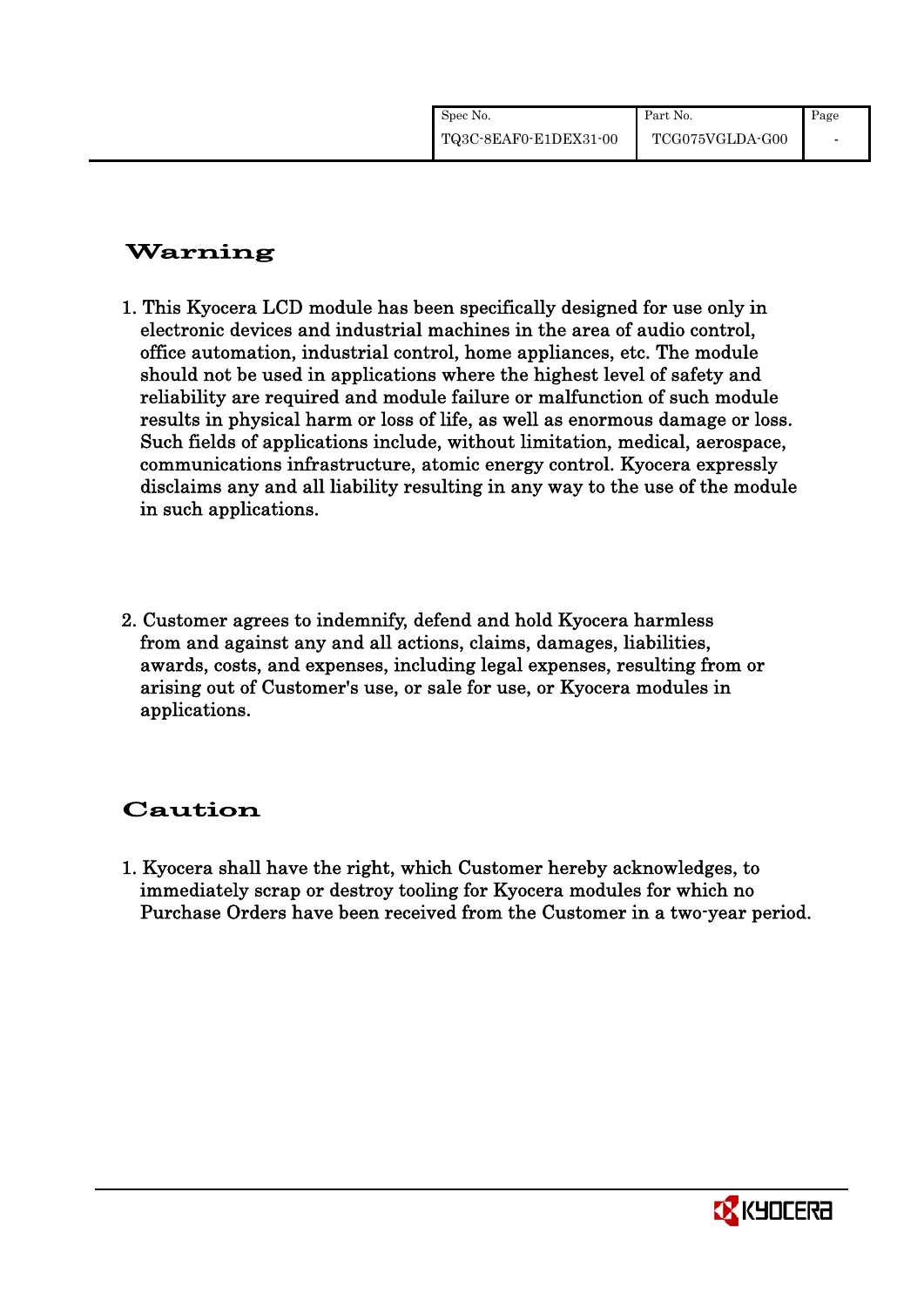## Warning

1. This Kyocera LCD module has been specifically designed for use only in electronic devices and industrial machines in the area of audio control, office automation, industrial control, home appliances, etc. The module should not be used in applications where the highest level of safety and reliability are required and module failure or malfunction of such module results in physical harm or loss of life, as well as enormous damage or loss. Such fields of applications include, without limitation, medical, aerospace, communications infrastructure, atomic energy control. Kyocera expressly disclaims any and all liability resulting in any way to the use of the module in such applications.

2. Customer agrees to indemnify, defend and hold Kyocera harmless from and against any and all actions, claims, damages, liabilities, awards, costs, and expenses, including legal expenses, resulting from or arising out of Customer's use, or sale for use, or Kyocera modules in applications.

## Caution

1. Kyocera shall have the right, which Customer hereby acknowledges, to immediately scrap or destroy tooling for Kyocera modules for which no Purchase Orders have been received from the Customer in a two-year period.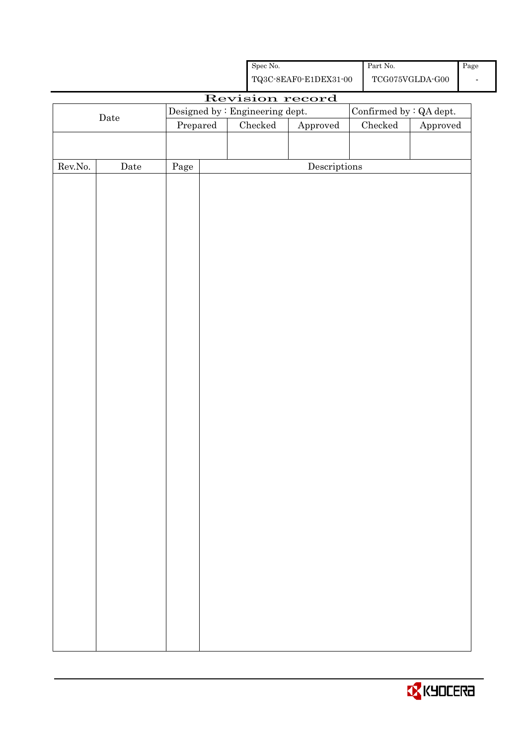| Spec No. | Part No. | Page |
|---|---|---|
| TQ3C-8EAF0-E1DEX31-00 | TCG075VGLDA-G00 | - |

# Revision record

| Date | Designed by : Engineering dept. | | | Confirmed by : QA dept. | |
|---|---|---|---|---|---|
| | Prepared | Checked | Approved | Checked | Approved |
| | | | | | |

| Rev.No. | Date | Page | Descriptions |
|---|---|---|---|
| | | | |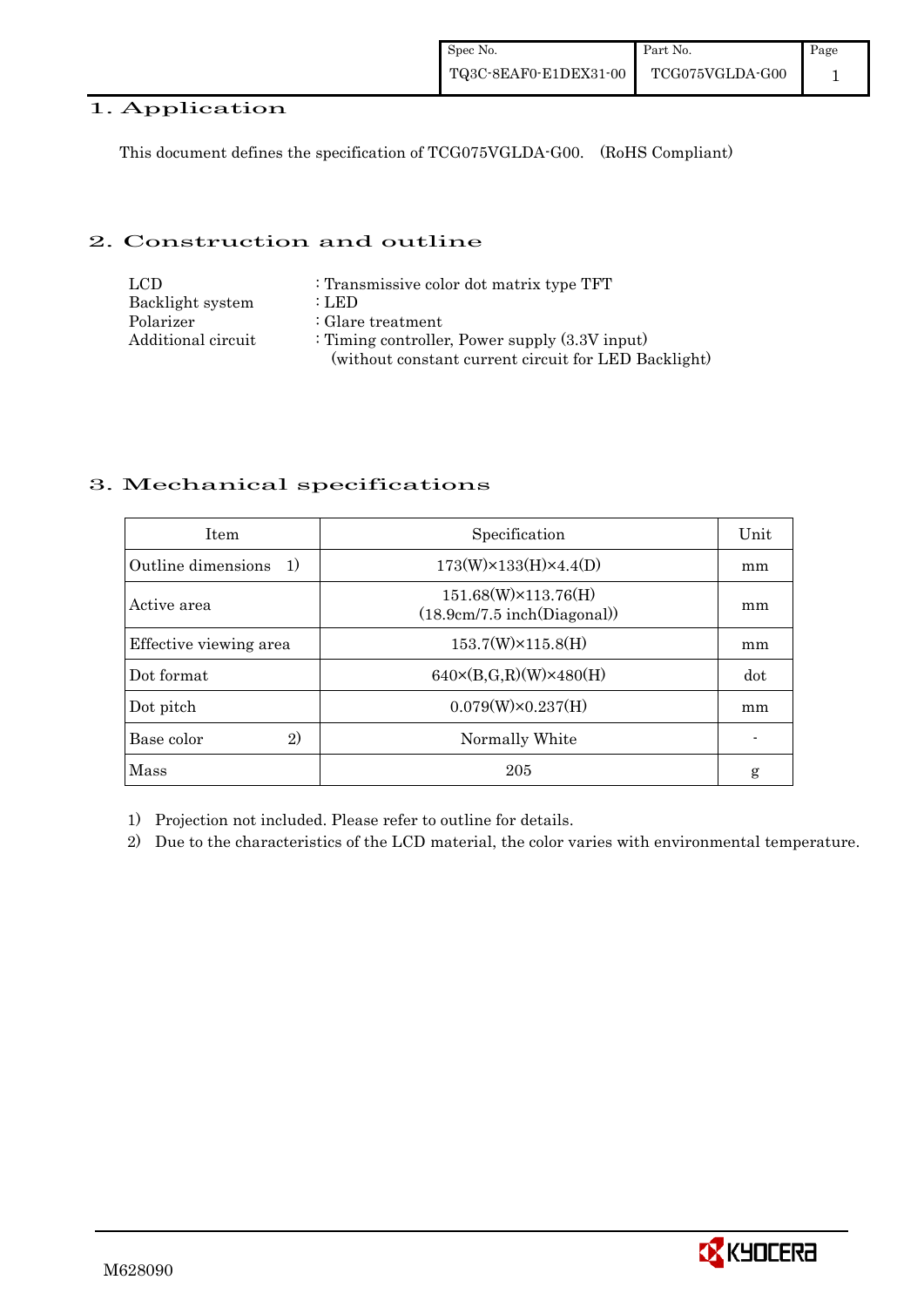## 1. Application

This document defines the specification of TCG075VGLDA-G00. (RoHS Compliant)

## 2. Construction and outline

| | |
|---|---|
| LCD | : Transmissive color dot matrix type TFT |
| Backlight system | : LED |
| Polarizer | : Glare treatment |
| Additional circuit | : Timing controller, Power supply (3.3V input) (without constant current circuit for LED Backlight) |

## 3. Mechanical specifications

| Item | Specification | Unit |
|---|---|---|
| Outline dimensions 1) | 173(W)×133(H)×4.4(D) | mm |
| Active area | 151.68(W)×113.76(H) (18.9cm/7.5 inch(Diagonal)) | mm |
| Effective viewing area | 153.7(W)×115.8(H) | mm |
| Dot format | 640×(B,G,R)(W)×480(H) | dot |
| Dot pitch | 0.079(W)×0.237(H) | mm |
| Base color 2) | Normally White | - |
| Mass | 205 | g |

1) Projection not included. Please refer to outline for details.

2) Due to the characteristics of the LCD material, the color varies with environmental temperature.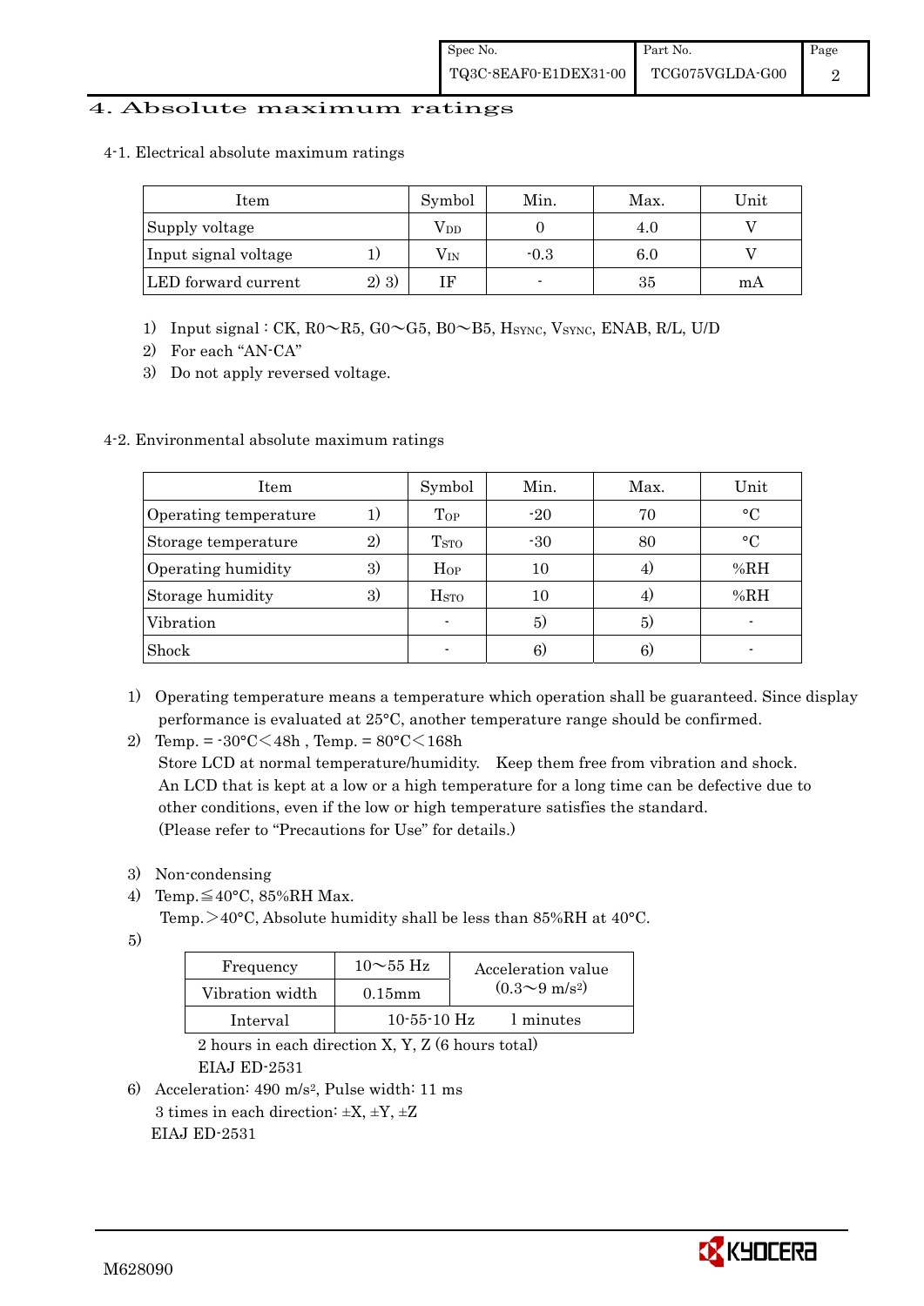# 4. Absolute maximum ratings

4-1. Electrical absolute maximum ratings

| Item | | Symbol | Min. | Max. | Unit |
|---|---|---|---|---|---|
| Supply voltage | | $V_{DD}$ | 0 | 4.0 | V |
| Input signal voltage | 1) | $V_{IN}$ | -0.3 | 6.0 | V |
| LED forward current | 2) 3) | IF | - | 35 | mA |

1) Input signal : CK, R0～R5, G0～G5, B0～B5, $H_{SYNC}$, $V_{SYNC}$, ENAB, R/L, U/D
2) For each "AN-CA"
3) Do not apply reversed voltage.

4-2. Environmental absolute maximum ratings

| Item | | Symbol | Min. | Max. | Unit |
|---|---|---|---|---|---|
| Operating temperature | 1) | $T_{OP}$ | -20 | 70 | °C |
| Storage temperature | 2) | $T_{STO}$ | -30 | 80 | °C |
| Operating humidity | 3) | $H_{OP}$ | 10 | 4) | %RH |
| Storage humidity | 3) | $H_{STO}$ | 10 | 4) | %RH |
| Vibration | | - | 5) | 5) | - |
| Shock | | - | 6) | 6) | - |

1) Operating temperature means a temperature which operation shall be guaranteed. Since display performance is evaluated at 25°C, another temperature range should be confirmed.
2) Temp. = -30°C<48h , Temp. = 80°C<168h
   Store LCD at normal temperature/humidity. Keep them free from vibration and shock.
   An LCD that is kept at a low or a high temperature for a long time can be defective due to other conditions, even if the low or high temperature satisfies the standard.
   (Please refer to "Precautions for Use" for details.)
3) Non-condensing
4) Temp.≦40°C, 85%RH Max.
   Temp.>40°C, Absolute humidity shall be less than 85%RH at 40°C.
5)

| Frequency | 10～55 Hz | Acceleration value ($0.3$～$9$ $m/s^2$) |
|---|---|---|
| Vibration width | 0.15mm | |
| Interval | 10-55-10 Hz | 1 minutes |

   2 hours in each direction X, Y, Z (6 hours total)
   EIAJ ED-2531
6) Acceleration: 490 $m/s^2$, Pulse width: 11 ms
   3 times in each direction: ±X, ±Y, ±Z
   EIAJ ED-2531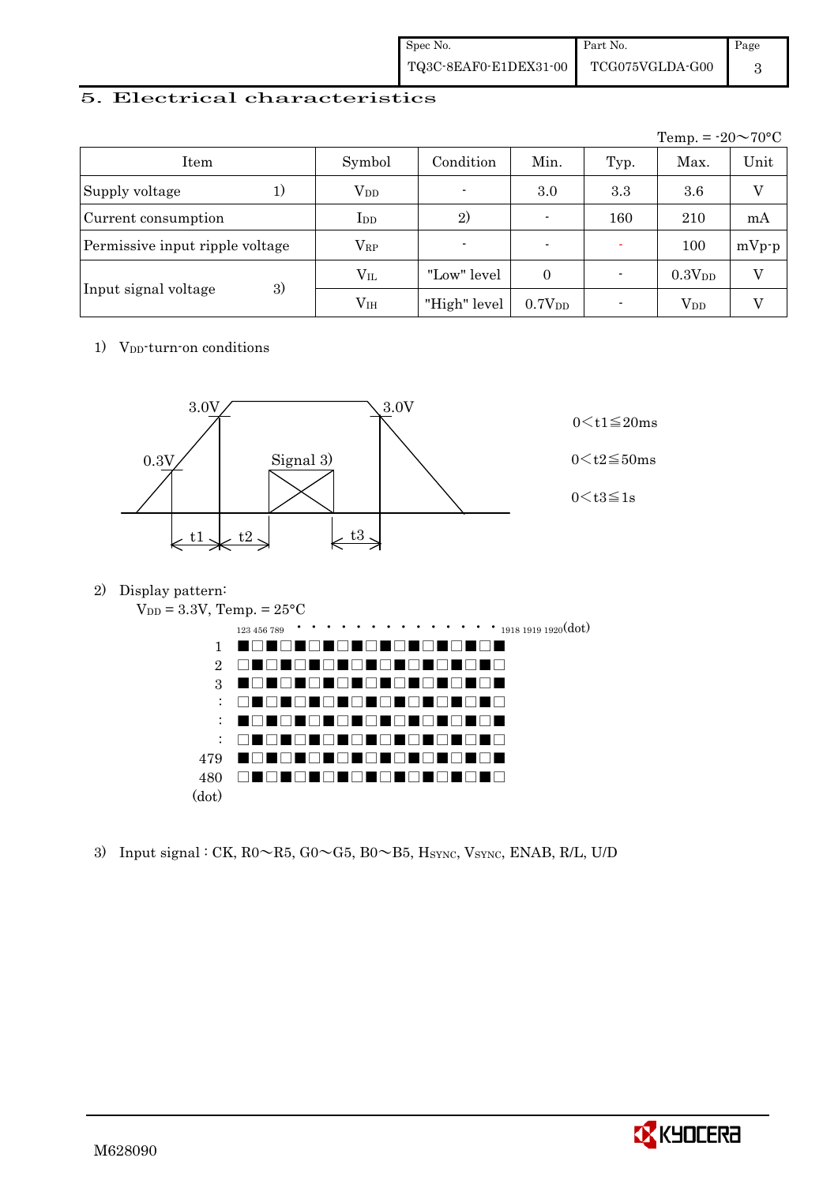## 5. Electrical characteristics

Temp. = -20～70°C

| Item | | Symbol | Condition | Min. | Typ. | Max. | Unit |
|---|---|---|---|---|---|---|---|
| Supply voltage | 1) | $V_{DD}$ | - | 3.0 | 3.3 | 3.6 | V |
| Current consumption | | $I_{DD}$ | 2) | - | 160 | 210 | mA |
| Permissive input ripple voltage | | $V_{RP}$ | - | - | - | 100 | mVp-p |
| Input signal voltage | 3) | $V_{IL}$ | "Low" level | 0 | - | $0.3V_{DD}$ | V |
| | | $V_{IH}$ | "High" level | $0.7V_{DD}$ | - | $V_{DD}$ | V |

1) $V_{DD}$-turn-on conditions

3.0V, 0.3V, Signal 3), 3.0V, t1, t2, t3

0 < t1 ≦ 20ms

0 < t2 ≦ 50ms

0 < t3 ≦ 1s

2) Display pattern:

$V_{DD}$ = 3.3V, Temp. = 25°C

123 456 789 · · · · · · · · · · · · · · 1918 1919 1920 (dot)

1, 2, 3, :, :, :, 479, 480 (dot)

3) Input signal : CK, R0～R5, G0～G5, B0～B5, $H_{SYNC}$, $V_{SYNC}$, ENAB, R/L, U/D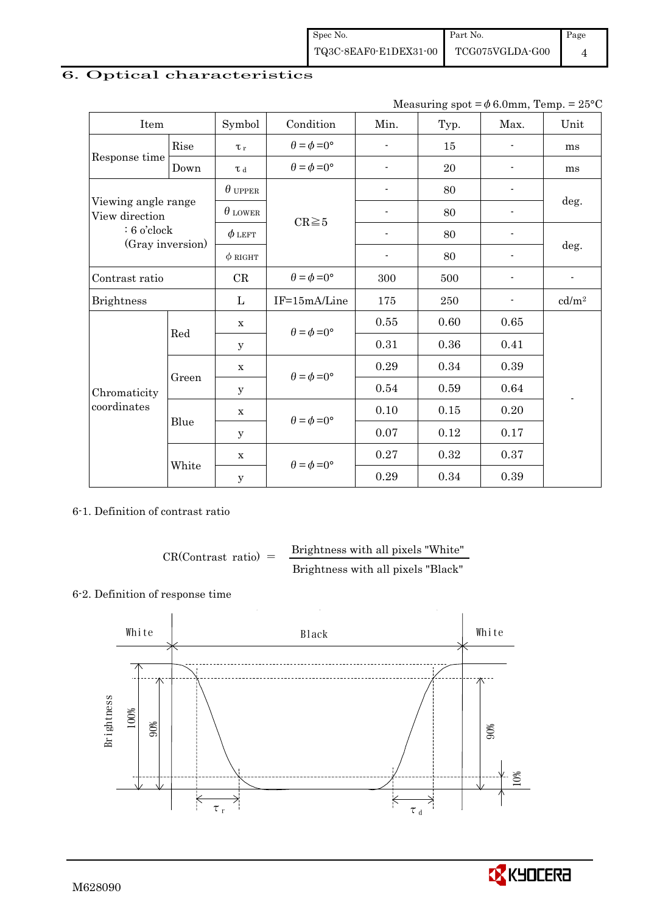## 6. Optical characteristics

Measuring spot = $\phi$ 6.0mm, Temp. = 25°C

| Item | | Symbol | Condition | Min. | Typ. | Max. | Unit |
|---|---|---|---|---|---|---|---|
| Response time | Rise | $\tau_r$ | $\theta = \phi = 0°$ | - | 15 | - | ms |
| | Down | $\tau_d$ | $\theta = \phi = 0°$ | - | 20 | - | ms |
| Viewing angle range View direction : 6 o'clock (Gray inversion) | | $\theta$ UPPER | CR≧5 | - | 80 | - | deg. |
| | | $\theta$ LOWER | | - | 80 | - | |
| | | $\phi$ LEFT | | - | 80 | - | deg. |
| | | $\phi$ RIGHT | | - | 80 | - | |
| Contrast ratio | | CR | $\theta = \phi = 0°$ | 300 | 500 | - | - |
| Brightness | | L | IF=15mA/Line | 175 | 250 | - | cd/m² |
| Chromaticity coordinates | Red | x | $\theta = \phi = 0°$ | 0.55 | 0.60 | 0.65 | - |
| | | y | | 0.31 | 0.36 | 0.41 | |
| | Green | x | $\theta = \phi = 0°$ | 0.29 | 0.34 | 0.39 | |
| | | y | | 0.54 | 0.59 | 0.64 | |
| | Blue | x | $\theta = \phi = 0°$ | 0.10 | 0.15 | 0.20 | |
| | | y | | 0.07 | 0.12 | 0.17 | |
| | White | x | $\theta = \phi = 0°$ | 0.27 | 0.32 | 0.37 | |
| | | y | | 0.29 | 0.34 | 0.39 | |

6-1. Definition of contrast ratio

$$\text{CR(Contrast ratio)} = \frac{\text{Brightness with all pixels "White"}}{\text{Brightness with all pixels "Black"}}$$

6-2. Definition of response time

White Black White

Brightness 100% 90% 90% 10%

$\tau_r$ $\tau_d$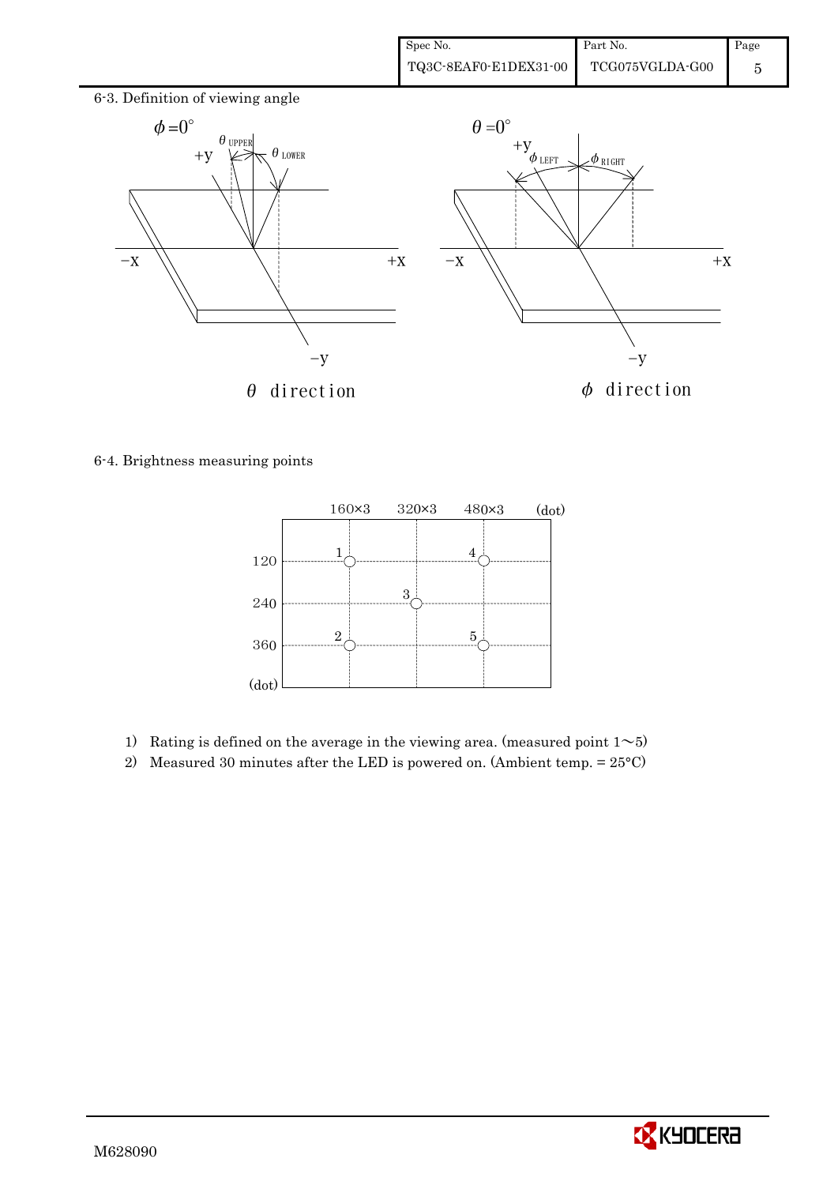6-3. Definition of viewing angle

$\phi = 0°$ — $\theta_{UPPER}$, $\theta_{LOWER}$ — +y, −y, −X, +X

$\theta$ direction

$\theta = 0°$ — $\phi_{LEFT}$, $\phi_{RIGHT}$ — +y, −y, −X, +X

$\phi$ direction

6-4. Brightness measuring points

| (dot) | 160×3 | 320×3 | 480×3 |
|---|---|---|---|
| 120 | 1 | | 4 |
| 240 | | 3 | |
| 360 | 2 | | 5 |

1) Rating is defined on the average in the viewing area. (measured point 1～5)
2) Measured 30 minutes after the LED is powered on. (Ambient temp. = 25°C)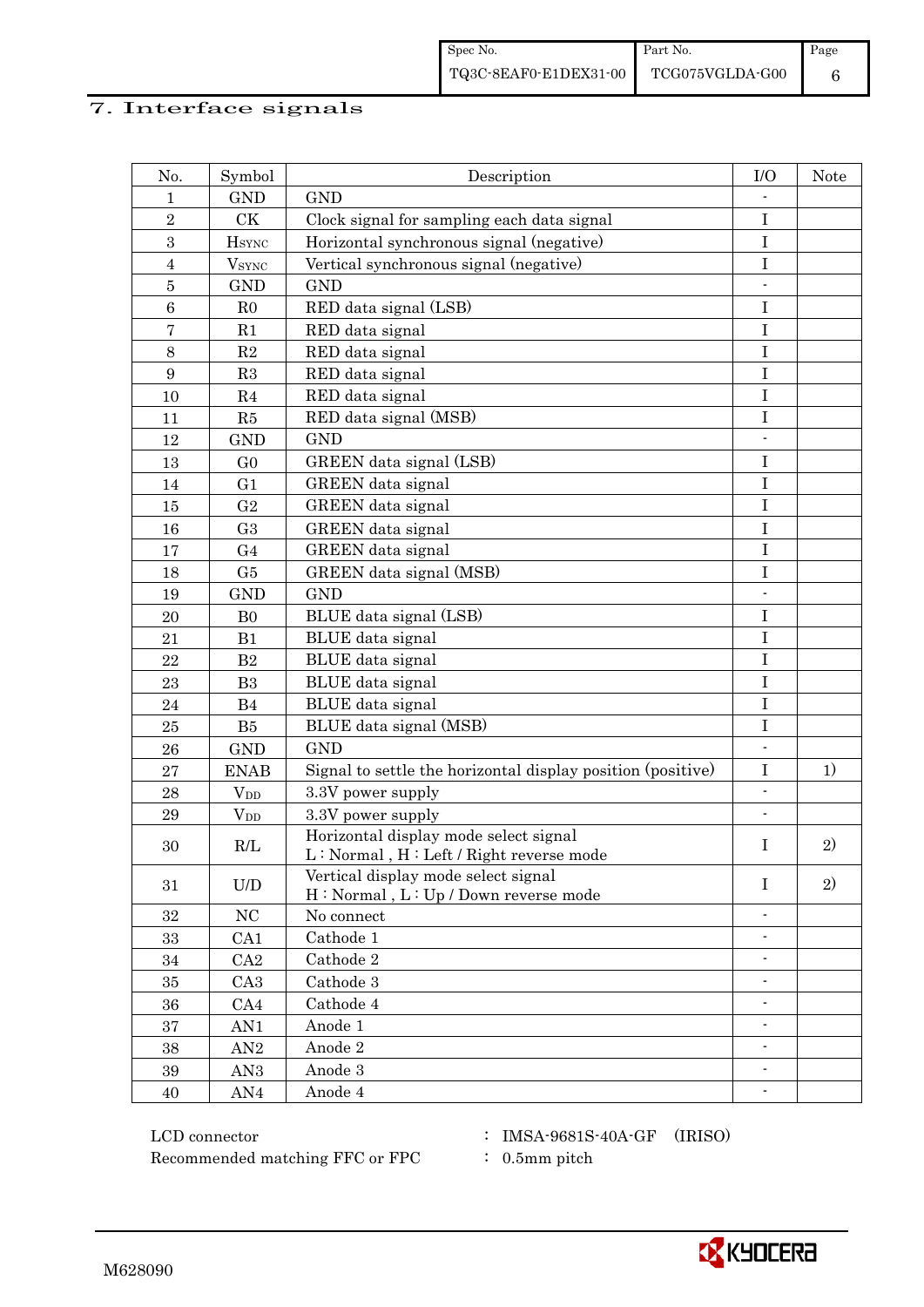# 7. Interface signals

| No. | Symbol | Description | I/O | Note |
|---|---|---|---|---|
| 1 | GND | GND | - | |
| 2 | CK | Clock signal for sampling each data signal | I | |
| 3 | $H_{SYNC}$ | Horizontal synchronous signal (negative) | I | |
| 4 | $V_{SYNC}$ | Vertical synchronous signal (negative) | I | |
| 5 | GND | GND | - | |
| 6 | R0 | RED data signal (LSB) | I | |
| 7 | R1 | RED data signal | I | |
| 8 | R2 | RED data signal | I | |
| 9 | R3 | RED data signal | I | |
| 10 | R4 | RED data signal | I | |
| 11 | R5 | RED data signal (MSB) | I | |
| 12 | GND | GND | - | |
| 13 | G0 | GREEN data signal (LSB) | I | |
| 14 | G1 | GREEN data signal | I | |
| 15 | G2 | GREEN data signal | I | |
| 16 | G3 | GREEN data signal | I | |
| 17 | G4 | GREEN data signal | I | |
| 18 | G5 | GREEN data signal (MSB) | I | |
| 19 | GND | GND | - | |
| 20 | B0 | BLUE data signal (LSB) | I | |
| 21 | B1 | BLUE data signal | I | |
| 22 | B2 | BLUE data signal | I | |
| 23 | B3 | BLUE data signal | I | |
| 24 | B4 | BLUE data signal | I | |
| 25 | B5 | BLUE data signal (MSB) | I | |
| 26 | GND | GND | - | |
| 27 | ENAB | Signal to settle the horizontal display position (positive) | I | 1) |
| 28 | $V_{DD}$ | 3.3V power supply | - | |
| 29 | $V_{DD}$ | 3.3V power supply | - | |
| 30 | R/L | Horizontal display mode select signal<br>L : Normal , H : Left / Right reverse mode | I | 2) |
| 31 | U/D | Vertical display mode select signal<br>H : Normal , L : Up / Down reverse mode | I | 2) |
| 32 | NC | No connect | - | |
| 33 | CA1 | Cathode 1 | - | |
| 34 | CA2 | Cathode 2 | - | |
| 35 | CA3 | Cathode 3 | - | |
| 36 | CA4 | Cathode 4 | - | |
| 37 | AN1 | Anode 1 | - | |
| 38 | AN2 | Anode 2 | - | |
| 39 | AN3 | Anode 3 | - | |
| 40 | AN4 | Anode 4 | - | |

LCD connector : IMSA-9681S-40A-GF (IRISO)
Recommended matching FFC or FPC : 0.5mm pitch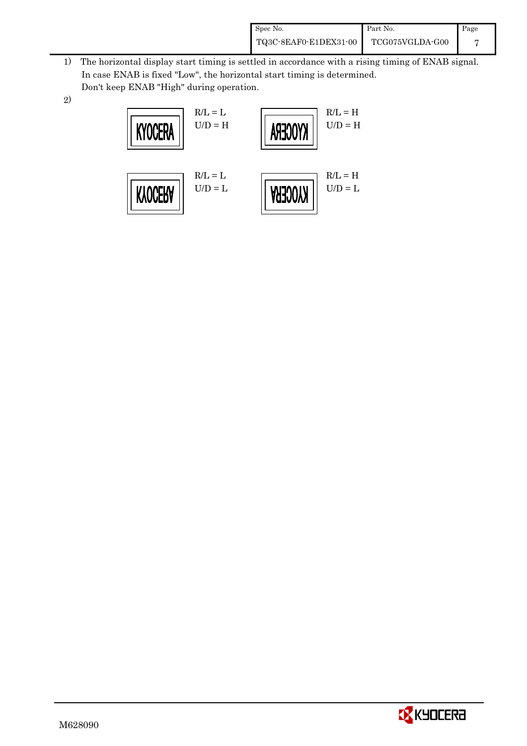1) The horizontal display start timing is settled in accordance with a rising timing of ENAB signal.
   In case ENAB is fixed "Low", the horizontal start timing is determined.
   Don't keep ENAB "High" during operation.

2)

| Display | Setting | Display | Setting |
|---|---|---|---|
| KYOCERA | R/L = L<br>U/D = H | ARECOYK | R/L = H<br>U/D = H |
| KYOCERA | R/L = L<br>U/D = L | ARECOYK | R/L = H<br>U/D = L |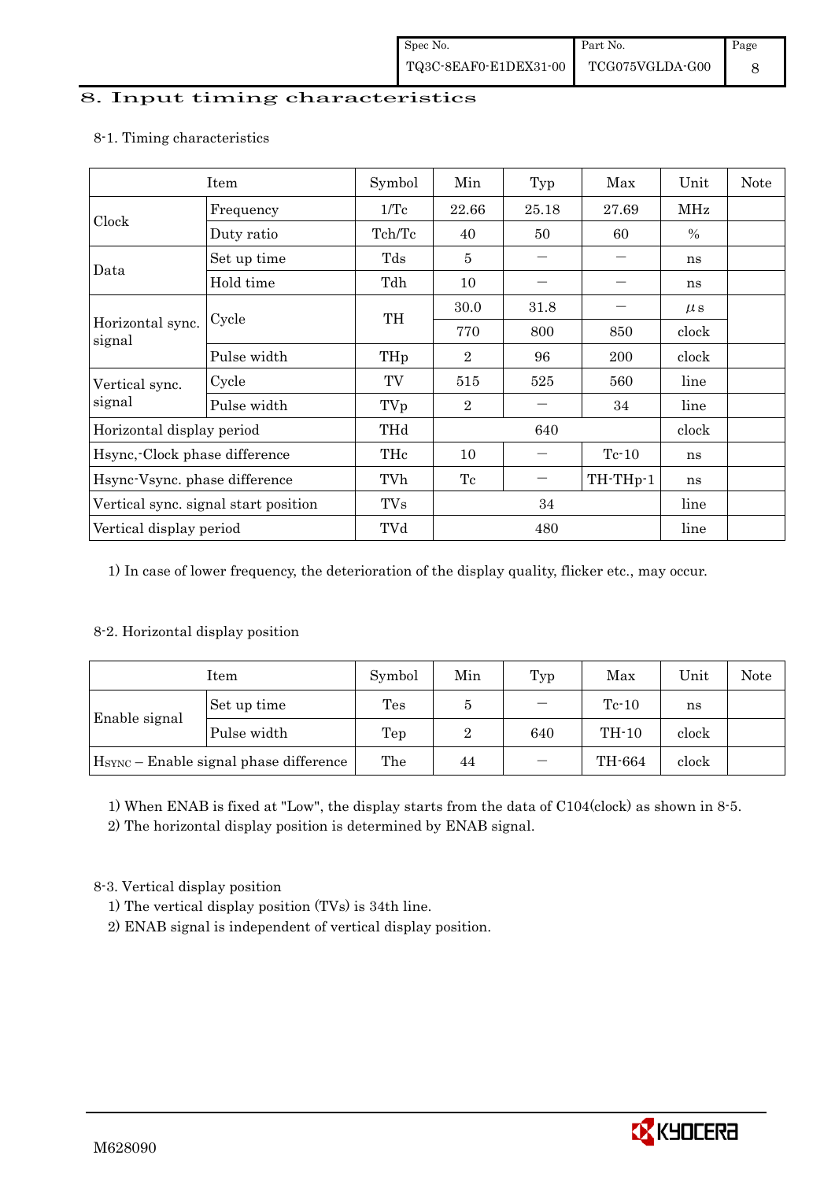# 8. Input timing characteristics

## 8-1. Timing characteristics

| Item | | Symbol | Min | Typ | Max | Unit | Note |
|---|---|---|---|---|---|---|---|
| Clock | Frequency | 1/Tc | 22.66 | 25.18 | 27.69 | MHz | |
| | Duty ratio | Tch/Tc | 40 | 50 | 60 | % | |
| Data | Set up time | Tds | 5 | — | — | ns | |
| | Hold time | Tdh | 10 | — | — | ns | |
| Horizontal sync. signal | Cycle | TH | 30.0 | 31.8 | — | $\mu$s | |
| | | | 770 | 800 | 850 | clock | |
| | Pulse width | THp | 2 | 96 | 200 | clock | |
| Vertical sync. signal | Cycle | TV | 515 | 525 | 560 | line | |
| | Pulse width | TVp | 2 | — | 34 | line | |
| Horizontal display period | | THd | | 640 | | clock | |
| Hsync,-Clock phase difference | | THc | 10 | — | Tc-10 | ns | |
| Hsync-Vsync. phase difference | | TVh | Tc | — | TH-THp-1 | ns | |
| Vertical sync. signal start position | | TVs | | 34 | | line | |
| Vertical display period | | TVd | | 480 | | line | |

1) In case of lower frequency, the deterioration of the display quality, flicker etc., may occur.

## 8-2. Horizontal display position

| Item | | Symbol | Min | Typ | Max | Unit | Note |
|---|---|---|---|---|---|---|---|
| Enable signal | Set up time | Tes | 5 | — | Tc-10 | ns | |
| | Pulse width | Tep | 2 | 640 | TH-10 | clock | |
| $H_{SYNC}$ – Enable signal phase difference | | The | 44 | — | TH-664 | clock | |

1) When ENAB is fixed at "Low", the display starts from the data of C104(clock) as shown in 8-5.
2) The horizontal display position is determined by ENAB signal.

## 8-3. Vertical display position

1) The vertical display position (TVs) is 34th line.
2) ENAB signal is independent of vertical display position.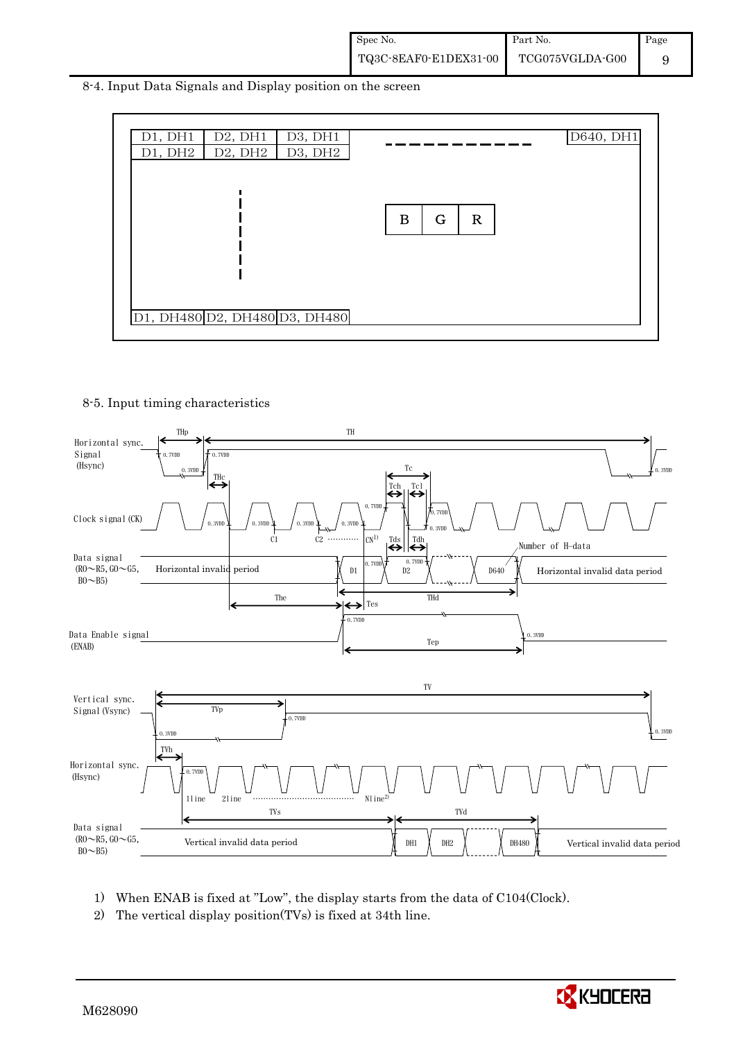## 8-4. Input Data Signals and Display position on the screen

| D1, DH1 | D2, DH1 | D3, DH1 | ... | D640, DH1 |
|---|---|---|---|---|
| D1, DH2 | D2, DH2 | D3, DH2 | | |
| ⋮ | | | | |
| D1, DH480 | D2, DH480 | D3, DH480 | | |

| B | G | R |
|---|---|---|

## 8-5. Input timing characteristics

Horizontal sync. Signal (Hsync)

THp, TH, THc, Tc, Tch, Tcl, 0.7VDD, 0.3VDD

Clock signal (CK)

C1, C2 ………… CN[1)]

Tds, Tdh

Number of H-data

Data signal (R0～R5, G0～G5, B0～B5)

Horizontal invalid period | D1 | D2 | D640 | Horizontal invalid data period

The, Tes, THd

Data Enable signal (ENAB)

Tep

Vertical sync. Signal (Vsync)

TV, TVp, TVh

Horizontal sync. (Hsync)

1line, 2line ………………………… Nline[2)]

TVs, TVd

Data signal (R0～R5, G0～G5, B0～B5)

Vertical invalid data period | DH1 | DH2 | DH480 | Vertical invalid data period

1) When ENAB is fixed at "Low", the display starts from the data of C104(Clock).
2) The vertical display position(TVs) is fixed at 34th line.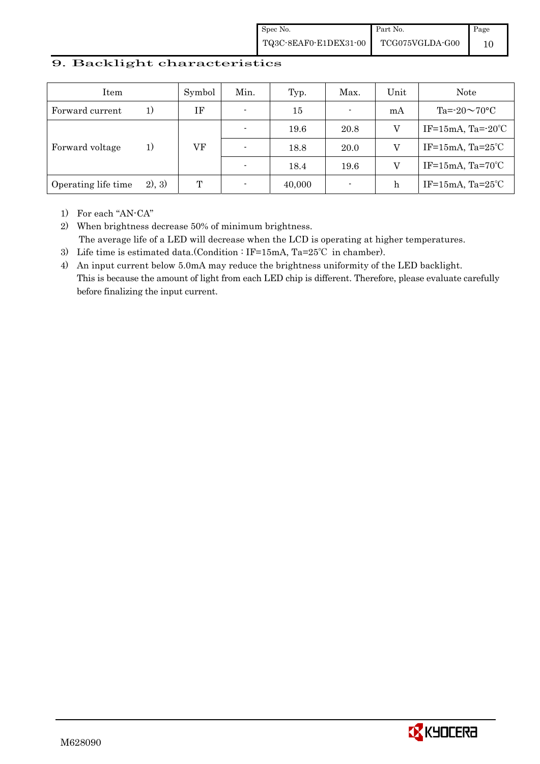## 9. Backlight characteristics

| Item | | Symbol | Min. | Typ. | Max. | Unit | Note |
|---|---|---|---|---|---|---|---|
| Forward current | 1) | IF | - | 15 | - | mA | Ta=-20～70°C |
| Forward voltage | 1) | VF | - | 19.6 | 20.8 | V | IF=15mA, Ta=-20℃ |
| | | | - | 18.8 | 20.0 | V | IF=15mA, Ta=25℃ |
| | | | - | 18.4 | 19.6 | V | IF=15mA, Ta=70℃ |
| Operating life time | 2), 3) | T | - | 40,000 | - | h | IF=15mA, Ta=25℃ |

1) For each "AN-CA"
2) When brightness decrease 50% of minimum brightness.
   The average life of a LED will decrease when the LCD is operating at higher temperatures.
3) Life time is estimated data.(Condition : IF=15mA, Ta=25℃ in chamber).
4) An input current below 5.0mA may reduce the brightness uniformity of the LED backlight.
   This is because the amount of light from each LED chip is different. Therefore, please evaluate carefully before finalizing the input current.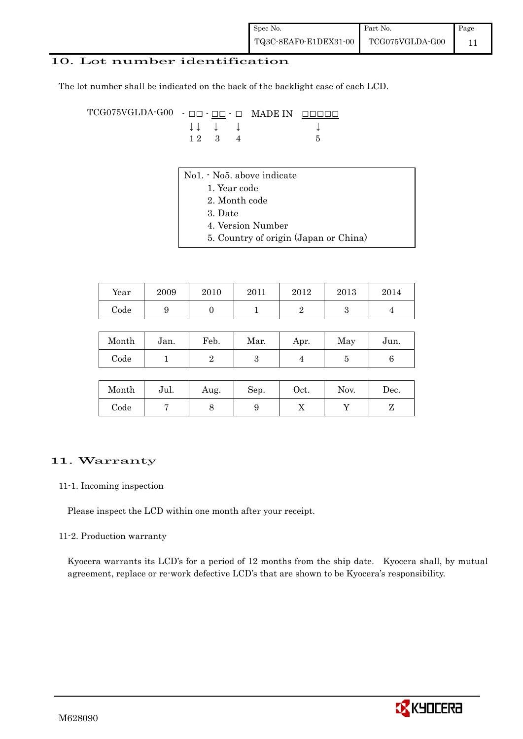## 10. Lot number identification

The lot number shall be indicated on the back of the backlight case of each LCD.

```
TCG075VGLDA-G00  - □□ - □□ - □   MADE IN  □□□□□
                   ↓↓    ↓    ↓               ↓
                   1 2   3    4               5
```

No1. - No5. above indicate

1. Year code
2. Month code
3. Date
4. Version Number
5. Country of origin (Japan or China)

| Year | 2009 | 2010 | 2011 | 2012 | 2013 | 2014 |
|---|---|---|---|---|---|---|
| Code | 9 | 0 | 1 | 2 | 3 | 4 |

| Month | Jan. | Feb. | Mar. | Apr. | May | Jun. |
|---|---|---|---|---|---|---|
| Code | 1 | 2 | 3 | 4 | 5 | 6 |

| Month | Jul. | Aug. | Sep. | Oct. | Nov. | Dec. |
|---|---|---|---|---|---|---|
| Code | 7 | 8 | 9 | X | Y | Z |

## 11. Warranty

### 11-1. Incoming inspection

Please inspect the LCD within one month after your receipt.

### 11-2. Production warranty

Kyocera warrants its LCD's for a period of 12 months from the ship date. Kyocera shall, by mutual agreement, replace or re-work defective LCD's that are shown to be Kyocera's responsibility.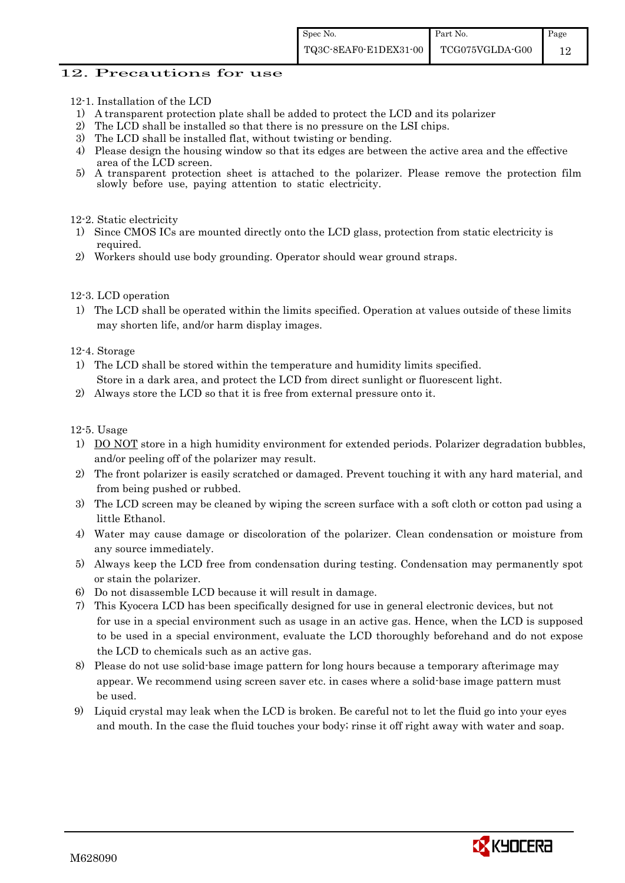## 12. Precautions for use

12-1. Installation of the LCD

1) A transparent protection plate shall be added to protect the LCD and its polarizer
2) The LCD shall be installed so that there is no pressure on the LSI chips.
3) The LCD shall be installed flat, without twisting or bending.
4) Please design the housing window so that its edges are between the active area and the effective area of the LCD screen.
5) A transparent protection sheet is attached to the polarizer. Please remove the protection film slowly before use, paying attention to static electricity.

12-2. Static electricity

1) Since CMOS ICs are mounted directly onto the LCD glass, protection from static electricity is required.
2) Workers should use body grounding. Operator should wear ground straps.

12-3. LCD operation

1) The LCD shall be operated within the limits specified. Operation at values outside of these limits may shorten life, and/or harm display images.

12-4. Storage

1) The LCD shall be stored within the temperature and humidity limits specified. Store in a dark area, and protect the LCD from direct sunlight or fluorescent light.
2) Always store the LCD so that it is free from external pressure onto it.

12-5. Usage

1) DO NOT store in a high humidity environment for extended periods. Polarizer degradation bubbles, and/or peeling off of the polarizer may result.
2) The front polarizer is easily scratched or damaged. Prevent touching it with any hard material, and from being pushed or rubbed.
3) The LCD screen may be cleaned by wiping the screen surface with a soft cloth or cotton pad using a little Ethanol.
4) Water may cause damage or discoloration of the polarizer. Clean condensation or moisture from any source immediately.
5) Always keep the LCD free from condensation during testing. Condensation may permanently spot or stain the polarizer.
6) Do not disassemble LCD because it will result in damage.
7) This Kyocera LCD has been specifically designed for use in general electronic devices, but not for use in a special environment such as usage in an active gas. Hence, when the LCD is supposed to be used in a special environment, evaluate the LCD thoroughly beforehand and do not expose the LCD to chemicals such as an active gas.
8) Please do not use solid-base image pattern for long hours because a temporary afterimage may appear. We recommend using screen saver etc. in cases where a solid-base image pattern must be used.
9) Liquid crystal may leak when the LCD is broken. Be careful not to let the fluid go into your eyes and mouth. In the case the fluid touches your body; rinse it off right away with water and soap.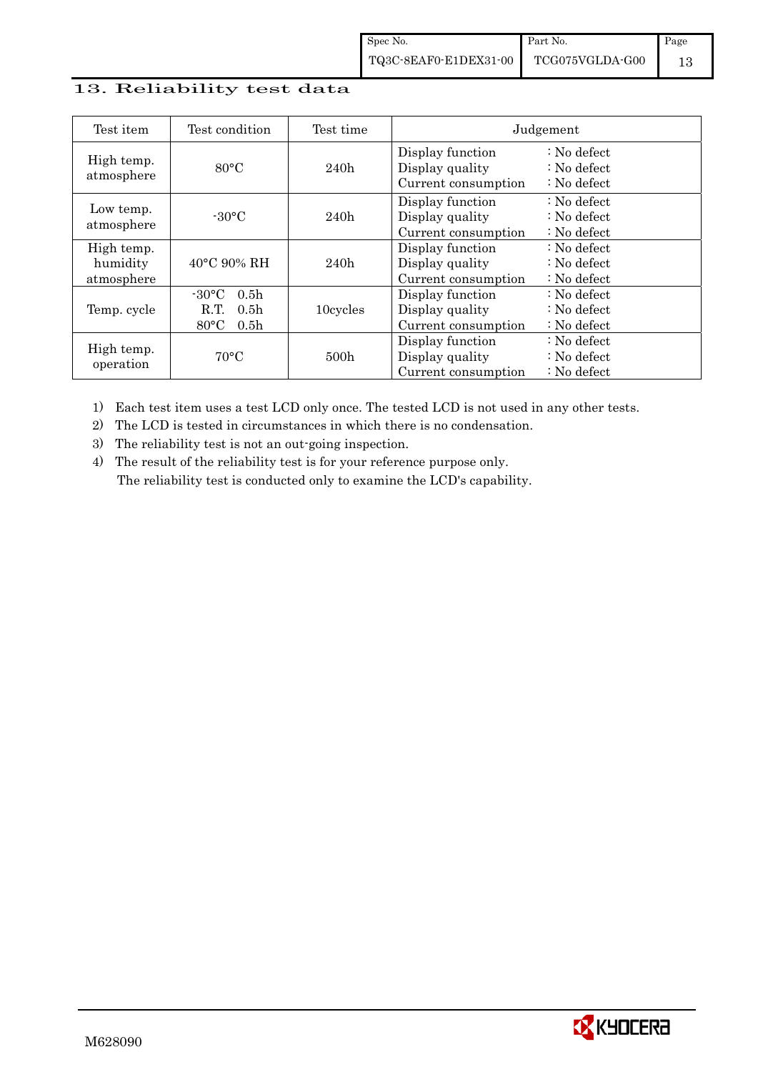## 13. Reliability test data

| Test item | Test condition | Test time | Judgement |
|---|---|---|---|
| High temp. atmosphere | 80°C | 240h | Display function : No defect<br>Display quality : No defect<br>Current consumption : No defect |
| Low temp. atmosphere | -30°C | 240h | Display function : No defect<br>Display quality : No defect<br>Current consumption : No defect |
| High temp. humidity atmosphere | 40°C 90% RH | 240h | Display function : No defect<br>Display quality : No defect<br>Current consumption : No defect |
| Temp. cycle | -30°C 0.5h<br>R.T. 0.5h<br>80°C 0.5h | 10cycles | Display function : No defect<br>Display quality : No defect<br>Current consumption : No defect |
| High temp. operation | 70°C | 500h | Display function : No defect<br>Display quality : No defect<br>Current consumption : No defect |

1) Each test item uses a test LCD only once. The tested LCD is not used in any other tests.
2) The LCD is tested in circumstances in which there is no condensation.
3) The reliability test is not an out-going inspection.
4) The result of the reliability test is for your reference purpose only.
   The reliability test is conducted only to examine the LCD's capability.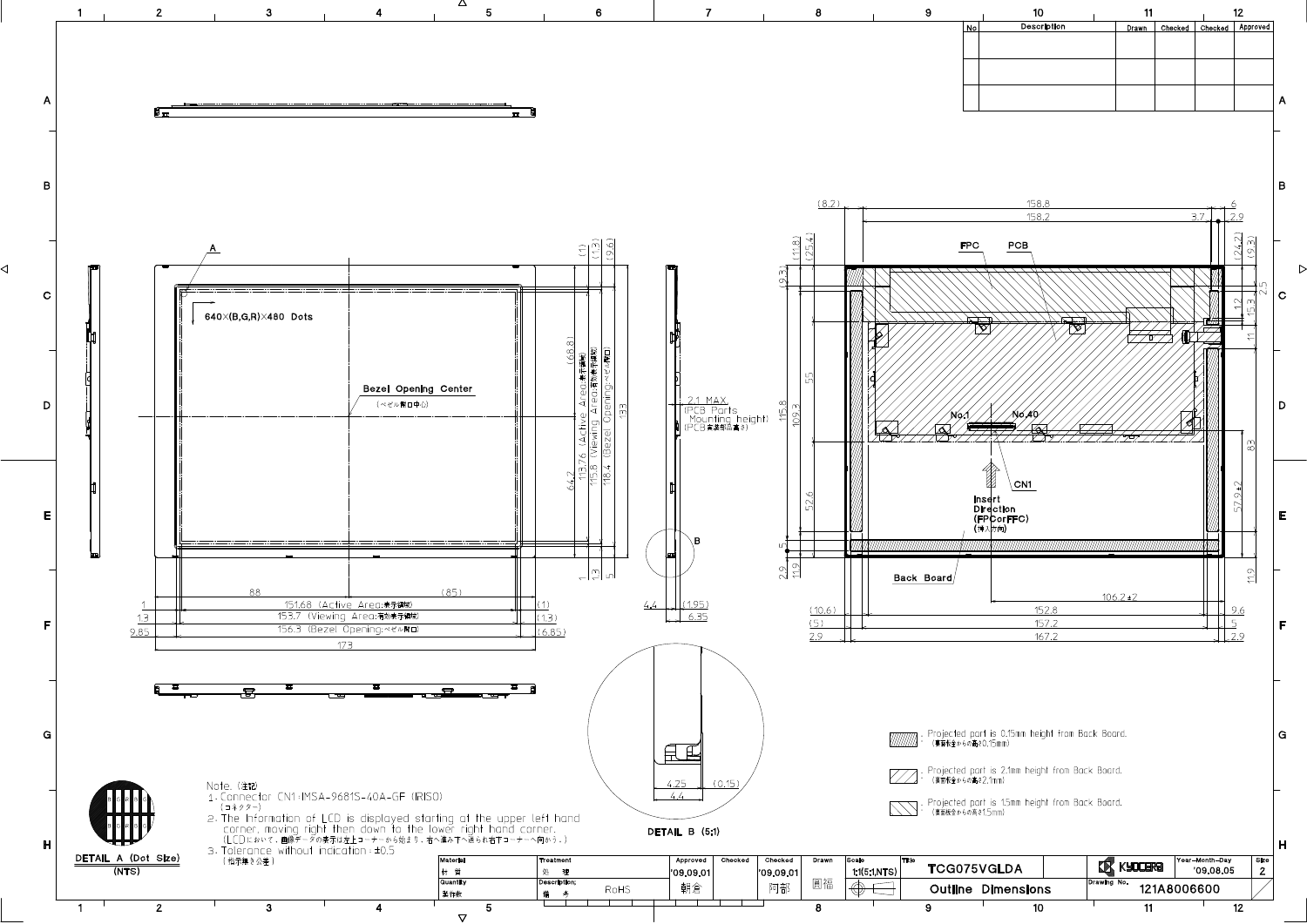| No | Description | Drawn | Checked | Checked | Approved |
|---|---|---|---|---|---|
| | | | | | |
| | | | | | |

640×(B,G,R)×480 Dots

Bezel Opening Center (ベゼル開口中心)

2.1 MAX. (PCB Parts Mounting height) (PCB実装部品高さ)

FPC PCB

No.1 No.40

CN1

Insert Direction (FPCorFFC) (挿入方向)

Back Board

151.68 (Active Area:表示領域)

153.7 (Viewing Area:有効表示領域)

156.3 (Bezel Opening:ベゼル開口)

113.76 (Active Area:表示領域)

115.8 (Viewing Area:有効表示領域)

118.4 (Bezel Opening:ベゼル開口)

DETAIL A (Dot Size) (NTS)

DETAIL B (5:1)

Note. (注記)

1. Connector CN1:IMSA-9681S-40A-GF (IRISO) (コネクター)
2. The information of LCD is displayed starting at the upper left hand corner, moving right then down to the lower right hand corner. (LCDにおいて, 画像データの表示は左上コーナーから始まり, 右へ進み下へ進み右下コーナーへ向かう。)
3. Tolerance without indication : ±0.5 (指示無き公差)

: Projected part is 0.15mm height from Back Board. (裏面板金からの高さ0.15mm)

: Projected part is 2.1mm height from Back Board. (裏面板金からの高さ2.1mm)

: Projected part is 1.5mm height from Back Board. (裏面板金からの高さ1.5mm)

| Material 材質 | Treatment 処理 | Approved '09.09.01 | Checked | Checked '09.09.01 | Drawn | Scale 1:1(5:1,NTS) | Title TCG075VGLDA | KYOCERA | Year-Month-Day '09.08.05 | Size 2 |
|---|---|---|---|---|---|---|---|---|---|---|
| Quantity 数量 | Description; 備考 RoHS | 朝倉 | | 阿部 | 周福 | | Outline Dimensions | Drawing No. 121A8006600 | | |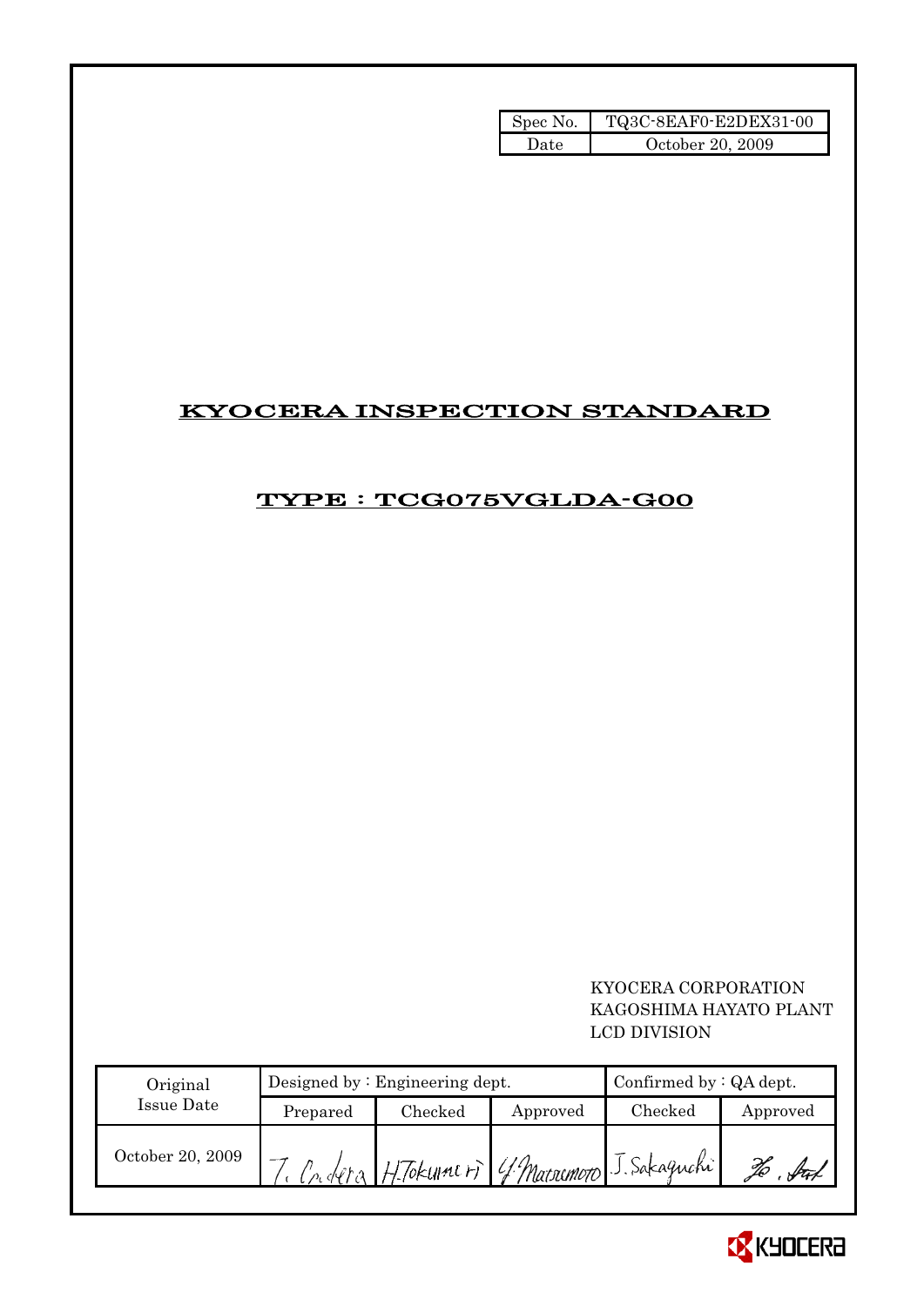| Spec No. | TQ3C-8EAF0-E2DEX31-00 |
| --- | --- |
| Date | October 20, 2009 |

# KYOCERA INSPECTION STANDARD

## TYPE : TCG075VGLDA-G00

KYOCERA CORPORATION
KAGOSHIMA HAYATO PLANT
LCD DIVISION

| Original Issue Date | Designed by : Engineering dept. | | | Confirmed by : QA dept. | |
| --- | --- | --- | --- | --- | --- |
| | Prepared | Checked | Approved | Checked | Approved |
| October 20, 2009 | T. Onodera | H. Tokunari | Y. Matsumoto | J. Sakaguchi | |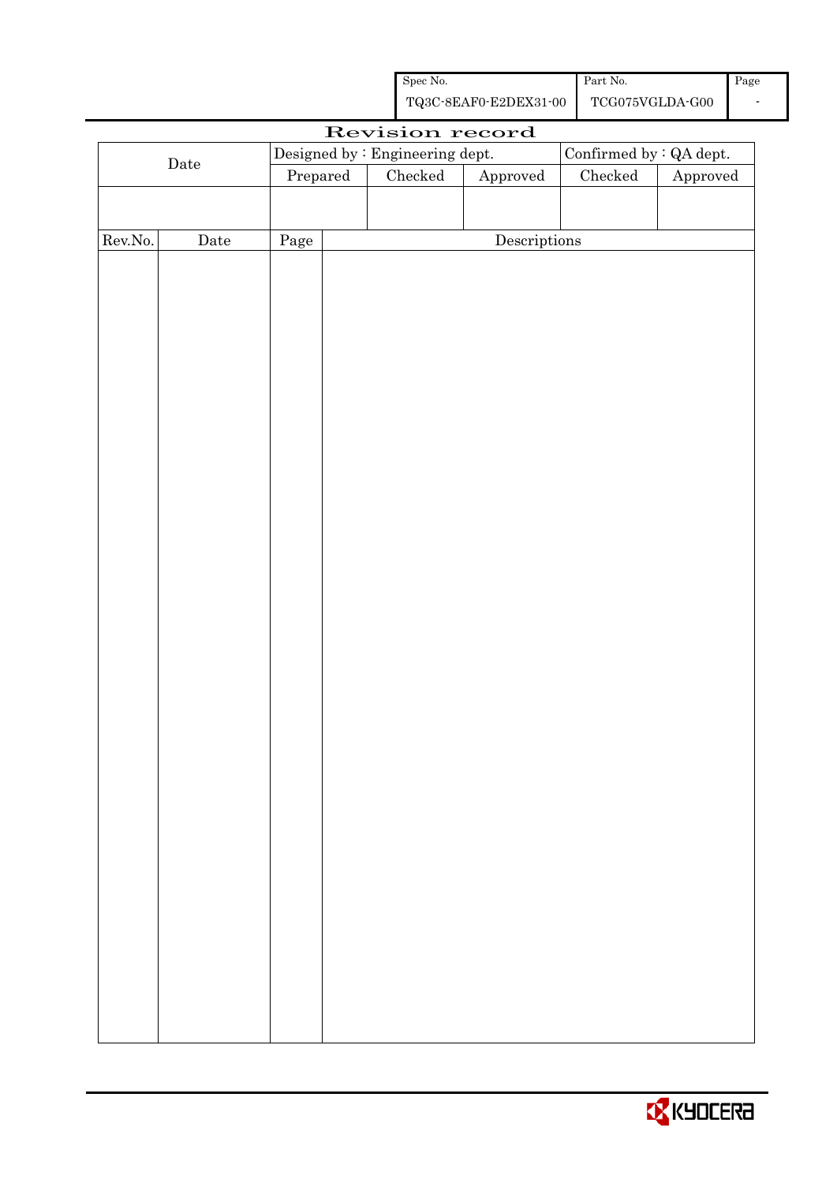| Spec No. | Part No. | Page |
|---|---|---|
| TQ3C-8EAF0-E2DEX31-00 | TCG075VGLDA-G00 | - |

# Revision record

| Date | Designed by : Engineering dept. | | | Confirmed by : QA dept. | |
|---|---|---|---|---|---|
| | Prepared | Checked | Approved | Checked | Approved |
| | | | | | |

| Rev.No. | Date | Page | Descriptions |
|---|---|---|---|
| | | | |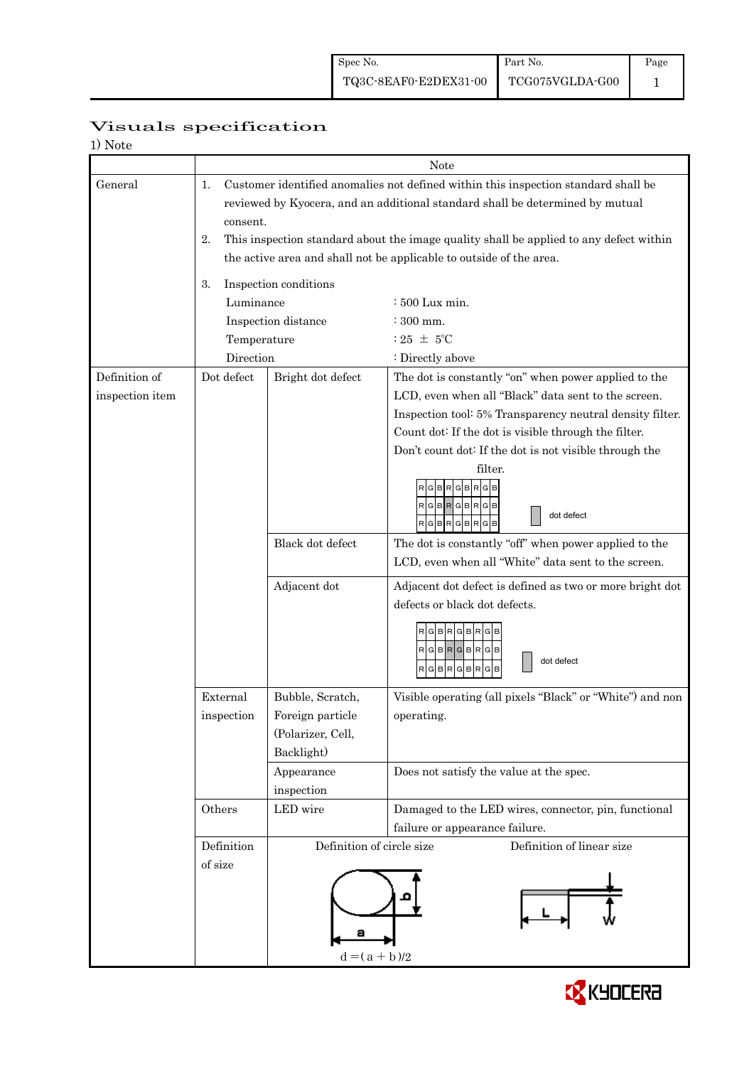# Visuals specification

1) Note

| | | | Note |
|---|---|---|---|
| General | 1. Customer identified anomalies not defined within this inspection standard shall be reviewed by Kyocera, and an additional standard shall be determined by mutual consent.<br>2. This inspection standard about the image quality shall be applied to any defect within the active area and shall not be applicable to outside of the area.<br>3. Inspection conditions<br>Luminance : 500 Lux min.<br>Inspection distance : 300 mm.<br>Temperature : 25 ± 5℃<br>Direction : Directly above | | |
| Definition of inspection item | Dot defect | Bright dot defect | The dot is constantly "on" when power applied to the LCD, even when all "Black" data sent to the screen.<br>Inspection tool: 5% Transparency neutral density filter.<br>Count dot: If the dot is visible through the filter.<br>Don't count dot: If the dot is not visible through the filter.<br>RGBRGBRGB / RGBRGBRGB / RGBRGBRGB — dot defect |
| | | Black dot defect | The dot is constantly "off" when power applied to the LCD, even when all "White" data sent to the screen. |
| | | Adjacent dot | Adjacent dot defect is defined as two or more bright dot defects or black dot defects.<br>RGBRGBRGB / RGBRGBRGB / RGBRGBRGB — dot defect |
| | External inspection | Bubble, Scratch, Foreign particle (Polarizer, Cell, Backlight) | Visible operating (all pixels "Black" or "White") and non operating. |
| | | Appearance inspection | Does not satisfy the value at the spec. |
| | Others | LED wire | Damaged to the LED wires, connector, pin, functional failure or appearance failure. |
| | Definition of size | Definition of circle size<br>a, b<br>$d = (a + b)/2$ | Definition of linear size<br>L, W |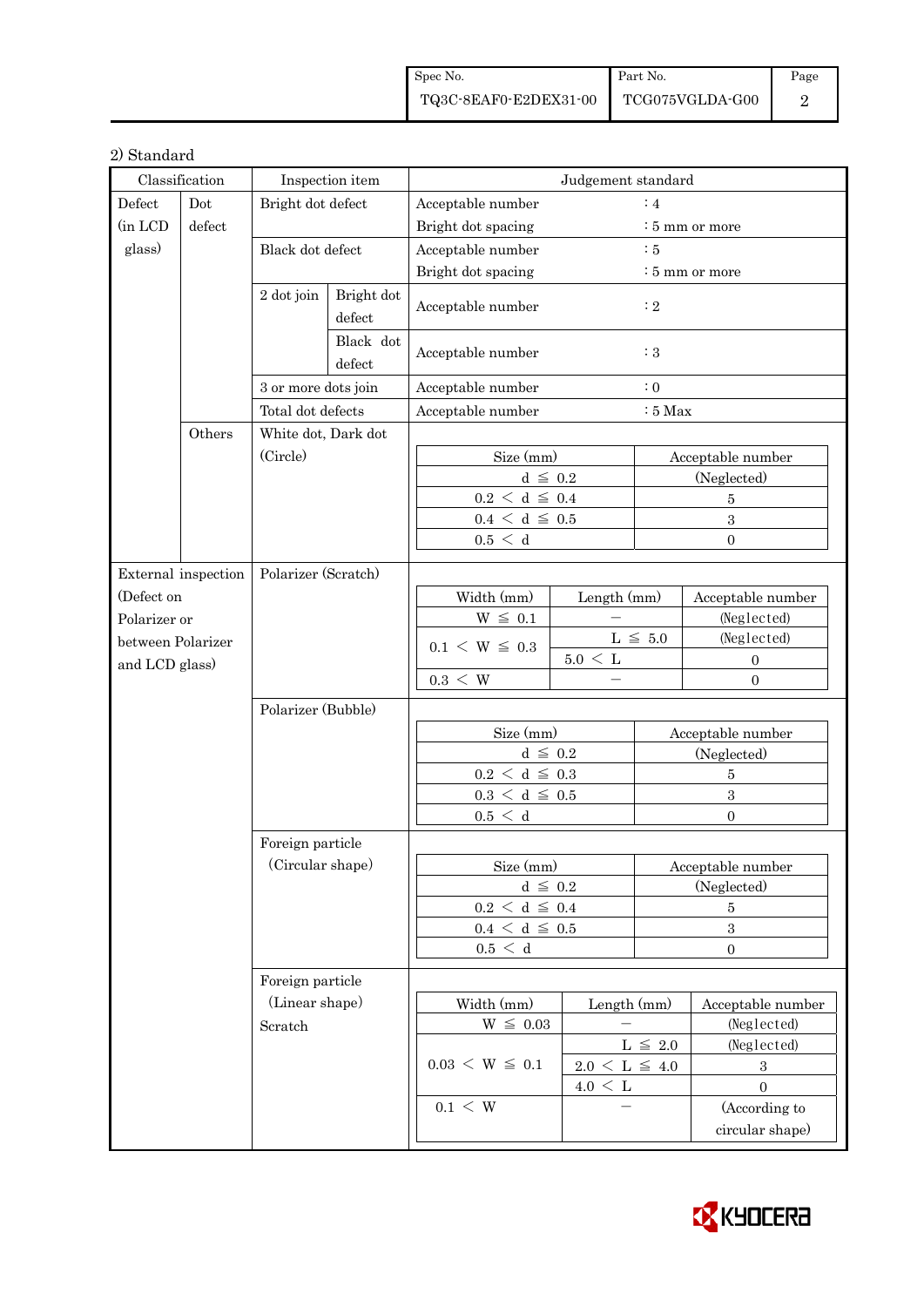2) Standard

| Classification | | Inspection item | | Judgement standard |
|---|---|---|---|---|
| Defect (in LCD glass) | Dot defect | Bright dot defect | | Acceptable number : 4<br>Bright dot spacing : 5 mm or more |
| | | Black dot defect | | Acceptable number : 5<br>Bright dot spacing : 5 mm or more |
| | | 2 dot join | Bright dot defect | Acceptable number : 2 |
| | | | Black dot defect | Acceptable number : 3 |
| | | 3 or more dots join | | Acceptable number : 0 |
| | | Total dot defects | | Acceptable number : 5 Max |
| | Others | White dot, Dark dot (Circle) | | See table below |

White dot, Dark dot (Circle)

| Size (mm) | Acceptable number |
|---|---|
| d ≦ 0.2 | (Neglected) |
| 0.2 < d ≦ 0.4 | 5 |
| 0.4 < d ≦ 0.5 | 3 |
| 0.5 < d | 0 |

External inspection (Defect on Polarizer or between Polarizer and LCD glass)

Polarizer (Scratch)

| Width (mm) | Length (mm) | Acceptable number |
|---|---|---|
| W ≦ 0.1 | − | (Neglected) |
| 0.1 < W ≦ 0.3 | L ≦ 5.0 | (Neglected) |
| | 5.0 < L | 0 |
| 0.3 < W | − | 0 |

Polarizer (Bubble)

| Size (mm) | Acceptable number |
|---|---|
| d ≦ 0.2 | (Neglected) |
| 0.2 < d ≦ 0.3 | 5 |
| 0.3 < d ≦ 0.5 | 3 |
| 0.5 < d | 0 |

Foreign particle (Circular shape)

| Size (mm) | Acceptable number |
|---|---|
| d ≦ 0.2 | (Neglected) |
| 0.2 < d ≦ 0.4 | 5 |
| 0.4 < d ≦ 0.5 | 3 |
| 0.5 < d | 0 |

Foreign particle (Linear shape) Scratch

| Width (mm) | Length (mm) | Acceptable number |
|---|---|---|
| W ≦ 0.03 | − | (Neglected) |
| 0.03 < W ≦ 0.1 | L ≦ 2.0 | (Neglected) |
| | 2.0 < L ≦ 4.0 | 3 |
| | 4.0 < L | 0 |
| 0.1 < W | − | (According to circular shape) |